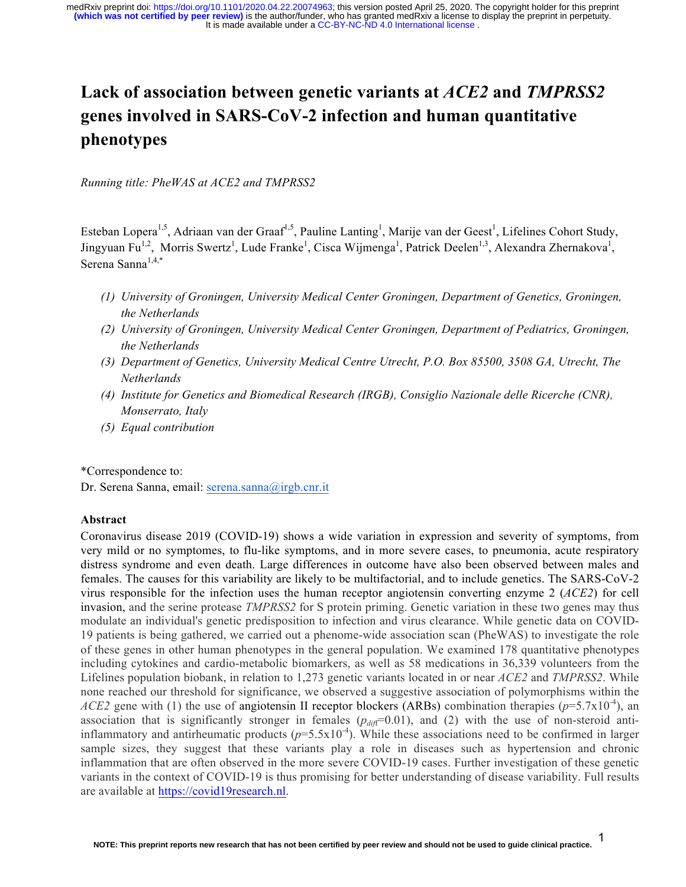# Lack of association between genetic variants at *ACE2* and *TMPRSS2* genes involved in SARS-CoV-2 infection and human quantitative phenotypes

*Running title: PheWAS at ACE2 and TMPRSS2*

Esteban Lopera[1,5], Adriaan van der Graaf[1,5], Pauline Lanting[1], Marije van der Geest[1], Lifelines Cohort Study, Jingyuan Fu[1,2], Morris Swertz[1], Lude Franke[1], Cisca Wijmenga[1], Patrick Deelen[1,3], Alexandra Zhernakova[1], Serena Sanna[1,4,*]

*(1) University of Groningen, University Medical Center Groningen, Department of Genetics, Groningen, the Netherlands*

*(2) University of Groningen, University Medical Center Groningen, Department of Pediatrics, Groningen, the Netherlands*

*(3) Department of Genetics, University Medical Centre Utrecht, P.O. Box 85500, 3508 GA, Utrecht, The Netherlands*

*(4) Institute for Genetics and Biomedical Research (IRGB), Consiglio Nazionale delle Ricerche (CNR), Monserrato, Italy*

*(5) Equal contribution*

*Correspondence to:
Dr. Serena Sanna, email: serena.sanna@irgb.cnr.it

## Abstract

Coronavirus disease 2019 (COVID-19) shows a wide variation in expression and severity of symptoms, from very mild or no symptomes, to flu-like symptoms, and in more severe cases, to pneumonia, acute respiratory distress syndrome and even death. Large differences in outcome have also been observed between males and females. The causes for this variability are likely to be multifactorial, and to include genetics. The SARS-CoV-2 virus responsible for the infection uses the human receptor angiotensin converting enzyme 2 (*ACE2*) for cell invasion, and the serine protease *TMPRSS2* for S protein priming. Genetic variation in these two genes may thus modulate an individual's genetic predisposition to infection and virus clearance. While genetic data on COVID-19 patients is being gathered, we carried out a phenome-wide association scan (PheWAS) to investigate the role of these genes in other human phenotypes in the general population. We examined 178 quantitative phenotypes including cytokines and cardio-metabolic biomarkers, as well as 58 medications in 36,339 volunteers from the Lifelines population biobank, in relation to 1,273 genetic variants located in or near *ACE2* and *TMPRSS2*. While none reached our threshold for significance, we observed a suggestive association of polymorphisms within the *ACE2* gene with (1) the use of angiotensin II receptor blockers (ARBs) combination therapies ($p$=5.7x10$^{-4}$), an association that is significantly stronger in females ($p_{diff}$=0.01), and (2) with the use of non-steroid anti-inflammatory and antirheumatic products ($p$=5.5x10$^{-4}$). While these associations need to be confirmed in larger sample sizes, they suggest that these variants play a role in diseases such as hypertension and chronic inflammation that are often observed in the more severe COVID-19 cases. Further investigation of these genetic variants in the context of COVID-19 is thus promising for better understanding of disease variability. Full results are available at https://covid19research.nl.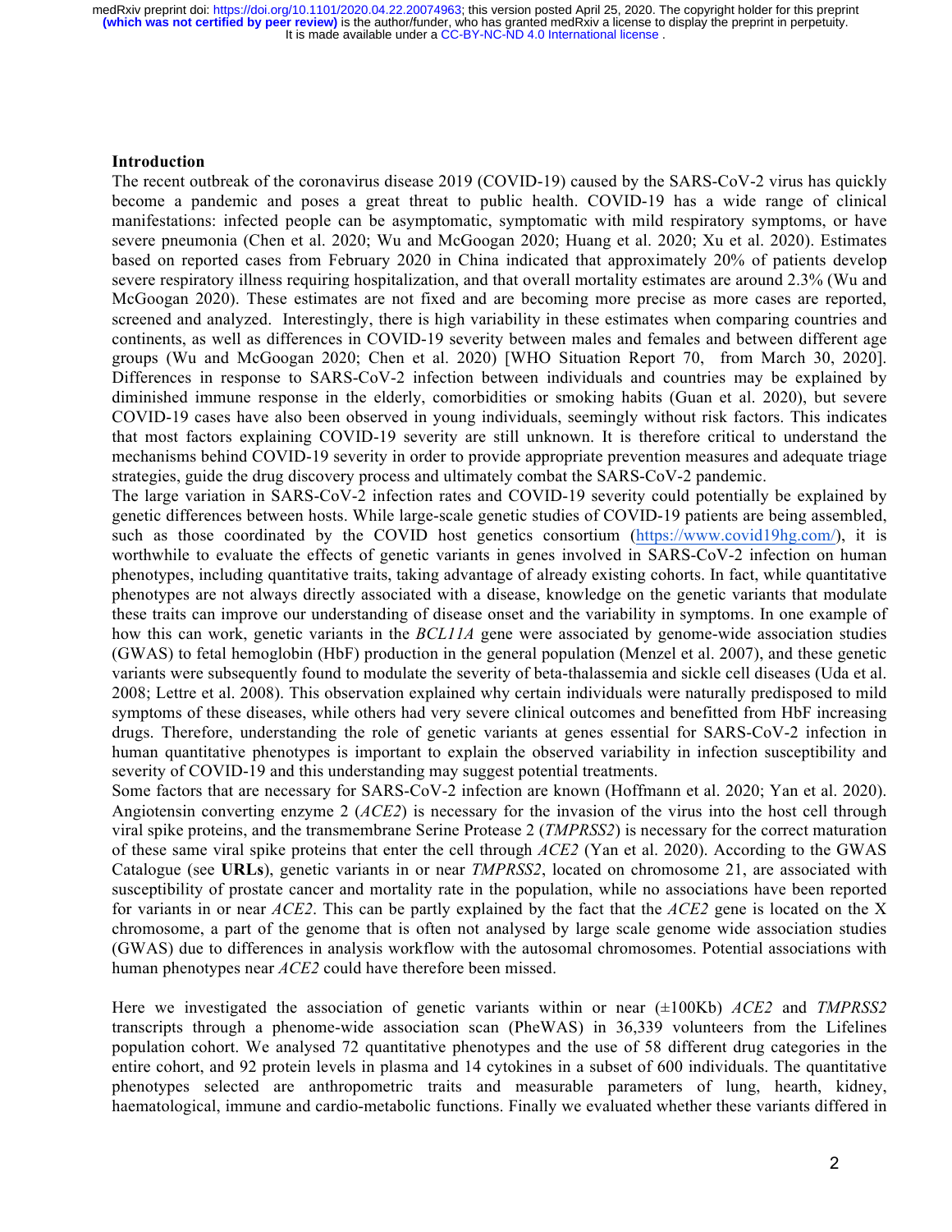## Introduction

The recent outbreak of the coronavirus disease 2019 (COVID-19) caused by the SARS-CoV-2 virus has quickly become a pandemic and poses a great threat to public health. COVID-19 has a wide range of clinical manifestations: infected people can be asymptomatic, symptomatic with mild respiratory symptoms, or have severe pneumonia (Chen et al. 2020; Wu and McGoogan 2020; Huang et al. 2020; Xu et al. 2020). Estimates based on reported cases from February 2020 in China indicated that approximately 20% of patients develop severe respiratory illness requiring hospitalization, and that overall mortality estimates are around 2.3% (Wu and McGoogan 2020). These estimates are not fixed and are becoming more precise as more cases are reported, screened and analyzed. Interestingly, there is high variability in these estimates when comparing countries and continents, as well as differences in COVID-19 severity between males and females and between different age groups (Wu and McGoogan 2020; Chen et al. 2020) [WHO Situation Report 70, from March 30, 2020]. Differences in response to SARS-CoV-2 infection between individuals and countries may be explained by diminished immune response in the elderly, comorbidities or smoking habits (Guan et al. 2020), but severe COVID-19 cases have also been observed in young individuals, seemingly without risk factors. This indicates that most factors explaining COVID-19 severity are still unknown. It is therefore critical to understand the mechanisms behind COVID-19 severity in order to provide appropriate prevention measures and adequate triage strategies, guide the drug discovery process and ultimately combat the SARS-CoV-2 pandemic.

The large variation in SARS-CoV-2 infection rates and COVID-19 severity could potentially be explained by genetic differences between hosts. While large-scale genetic studies of COVID-19 patients are being assembled, such as those coordinated by the COVID host genetics consortium (https://www.covid19hg.com/), it is worthwhile to evaluate the effects of genetic variants in genes involved in SARS-CoV-2 infection on human phenotypes, including quantitative traits, taking advantage of already existing cohorts. In fact, while quantitative phenotypes are not always directly associated with a disease, knowledge on the genetic variants that modulate these traits can improve our understanding of disease onset and the variability in symptoms. In one example of how this can work, genetic variants in the *BCL11A* gene were associated by genome-wide association studies (GWAS) to fetal hemoglobin (HbF) production in the general population (Menzel et al. 2007), and these genetic variants were subsequently found to modulate the severity of beta-thalassemia and sickle cell diseases (Uda et al. 2008; Lettre et al. 2008). This observation explained why certain individuals were naturally predisposed to mild symptoms of these diseases, while others had very severe clinical outcomes and benefitted from HbF increasing drugs. Therefore, understanding the role of genetic variants at genes essential for SARS-CoV-2 infection in human quantitative phenotypes is important to explain the observed variability in infection susceptibility and severity of COVID-19 and this understanding may suggest potential treatments.

Some factors that are necessary for SARS-CoV-2 infection are known (Hoffmann et al. 2020; Yan et al. 2020). Angiotensin converting enzyme 2 (*ACE2*) is necessary for the invasion of the virus into the host cell through viral spike proteins, and the transmembrane Serine Protease 2 (*TMPRSS2*) is necessary for the correct maturation of these same viral spike proteins that enter the cell through *ACE2* (Yan et al. 2020). According to the GWAS Catalogue (see **URLs**), genetic variants in or near *TMPRSS2*, located on chromosome 21, are associated with susceptibility of prostate cancer and mortality rate in the population, while no associations have been reported for variants in or near *ACE2*. This can be partly explained by the fact that the *ACE2* gene is located on the X chromosome, a part of the genome that is often not analysed by large scale genome wide association studies (GWAS) due to differences in analysis workflow with the autosomal chromosomes. Potential associations with human phenotypes near *ACE2* could have therefore been missed.

Here we investigated the association of genetic variants within or near (±100Kb) *ACE2* and *TMPRSS2* transcripts through a phenome-wide association scan (PheWAS) in 36,339 volunteers from the Lifelines population cohort. We analysed 72 quantitative phenotypes and the use of 58 different drug categories in the entire cohort, and 92 protein levels in plasma and 14 cytokines in a subset of 600 individuals. The quantitative phenotypes selected are anthropometric traits and measurable parameters of lung, hearth, kidney, haematological, immune and cardio-metabolic functions. Finally we evaluated whether these variants differed in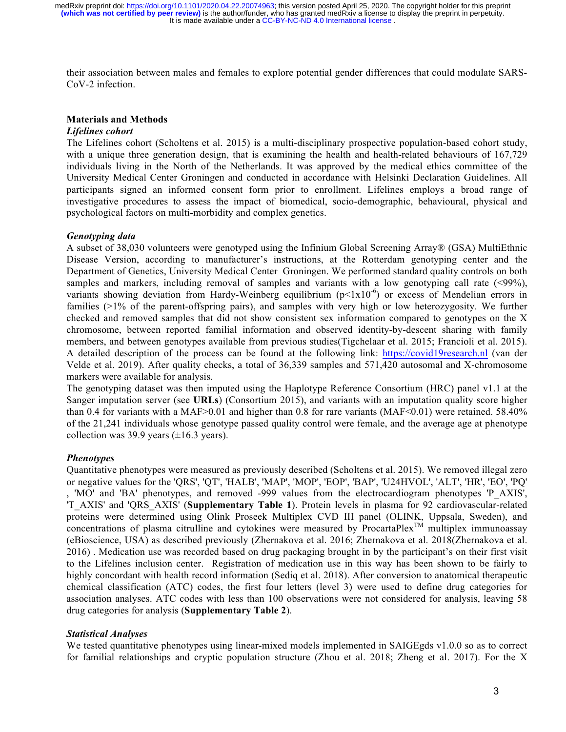their association between males and females to explore potential gender differences that could modulate SARS-CoV-2 infection.

## Materials and Methods

### *Lifelines cohort*

The Lifelines cohort (Scholtens et al. 2015) is a multi-disciplinary prospective population-based cohort study, with a unique three generation design, that is examining the health and health-related behaviours of 167,729 individuals living in the North of the Netherlands. It was approved by the medical ethics committee of the University Medical Center Groningen and conducted in accordance with Helsinki Declaration Guidelines. All participants signed an informed consent form prior to enrollment. Lifelines employs a broad range of investigative procedures to assess the impact of biomedical, socio-demographic, behavioural, physical and psychological factors on multi-morbidity and complex genetics.

### *Genotyping data*

A subset of 38,030 volunteers were genotyped using the Infinium Global Screening Array® (GSA) MultiEthnic Disease Version, according to manufacturer's instructions, at the Rotterdam genotyping center and the Department of Genetics, University Medical Center Groningen. We performed standard quality controls on both samples and markers, including removal of samples and variants with a low genotyping call rate (<99%), variants showing deviation from Hardy-Weinberg equilibrium ($p<1x10^{-6}$) or excess of Mendelian errors in families (>1% of the parent-offspring pairs), and samples with very high or low heterozygosity. We further checked and removed samples that did not show consistent sex information compared to genotypes on the X chromosome, between reported familial information and observed identity-by-descent sharing with family members, and between genotypes available from previous studies(Tigchelaar et al. 2015; Francioli et al. 2015). A detailed description of the process can be found at the following link: https://covid19research.nl (van der Velde et al. 2019). After quality checks, a total of 36,339 samples and 571,420 autosomal and X-chromosome markers were available for analysis.

The genotyping dataset was then imputed using the Haplotype Reference Consortium (HRC) panel v1.1 at the Sanger imputation server (see **URLs**) (Consortium 2015), and variants with an imputation quality score higher than 0.4 for variants with a MAF>0.01 and higher than 0.8 for rare variants (MAF<0.01) were retained. 58.40% of the 21,241 individuals whose genotype passed quality control were female, and the average age at phenotype collection was 39.9 years (±16.3 years).

### *Phenotypes*

Quantitative phenotypes were measured as previously described (Scholtens et al. 2015). We removed illegal zero or negative values for the 'QRS', 'QT', 'HALB', 'MAP', 'MOP', 'EOP', 'BAP', 'U24HVOL', 'ALT', 'HR', 'EO', 'PQ' , 'MO' and 'BA' phenotypes, and removed -999 values from the electrocardiogram phenotypes 'P_AXIS', 'T_AXIS' and 'QRS_AXIS' (**Supplementary Table 1**). Protein levels in plasma for 92 cardiovascular-related proteins were determined using Olink Proseek Multiplex CVD III panel (OLINK, Uppsala, Sweden), and concentrations of plasma citrulline and cytokines were measured by ProcartaPlex™ multiplex immunoassay (eBioscience, USA) as described previously (Zhernakova et al. 2016; Zhernakova et al. 2018(Zhernakova et al. 2016) . Medication use was recorded based on drug packaging brought in by the participant's on their first visit to the Lifelines inclusion center. Registration of medication use in this way has been shown to be fairly to highly concordant with health record information (Sediq et al. 2018). After conversion to anatomical therapeutic chemical classification (ATC) codes, the first four letters (level 3) were used to define drug categories for association analyses. ATC codes with less than 100 observations were not considered for analysis, leaving 58 drug categories for analysis (**Supplementary Table 2**).

### *Statistical Analyses*

We tested quantitative phenotypes using linear-mixed models implemented in SAIGEgds v1.0.0 so as to correct for familial relationships and cryptic population structure (Zhou et al. 2018; Zheng et al. 2017). For the X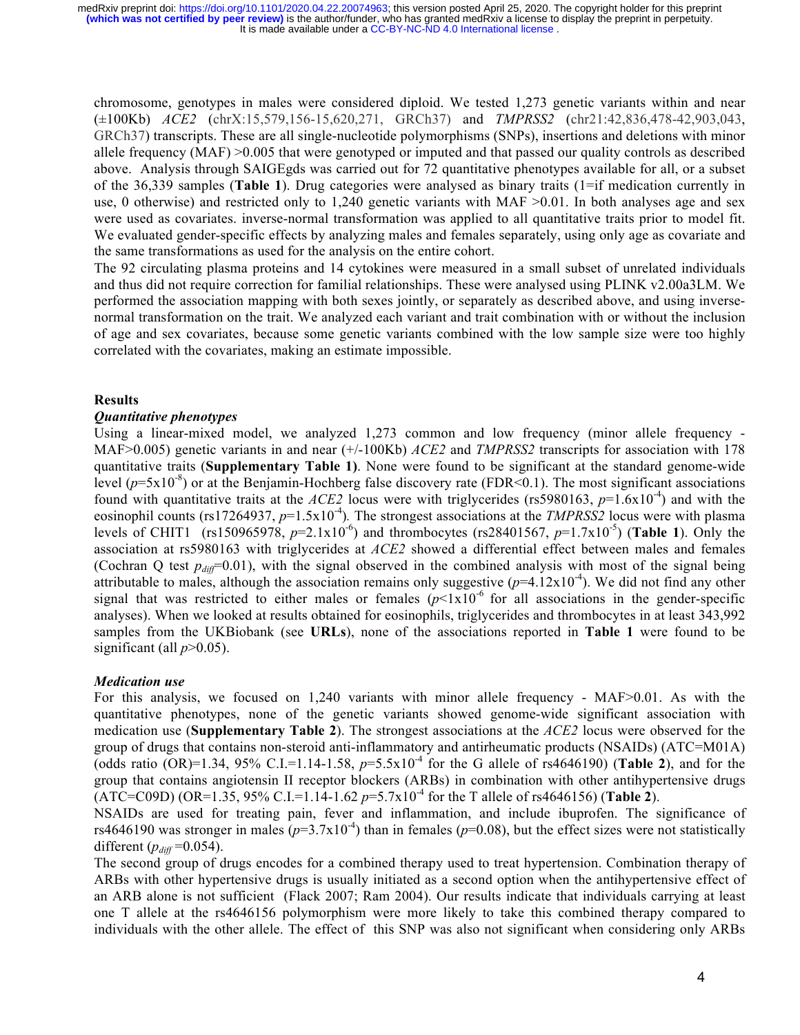chromosome, genotypes in males were considered diploid. We tested 1,273 genetic variants within and near (±100Kb) *ACE2* (chrX:15,579,156-15,620,271, GRCh37) and *TMPRSS2* (chr21:42,836,478-42,903,043, GRCh37) transcripts. These are all single-nucleotide polymorphisms (SNPs), insertions and deletions with minor allele frequency (MAF) >0.005 that were genotyped or imputed and that passed our quality controls as described above. Analysis through SAIGEgds was carried out for 72 quantitative phenotypes available for all, or a subset of the 36,339 samples (**Table 1**). Drug categories were analysed as binary traits (1=if medication currently in use, 0 otherwise) and restricted only to 1,240 genetic variants with MAF >0.01. In both analyses age and sex were used as covariates. inverse-normal transformation was applied to all quantitative traits prior to model fit. We evaluated gender-specific effects by analyzing males and females separately, using only age as covariate and the same transformations as used for the analysis on the entire cohort.

The 92 circulating plasma proteins and 14 cytokines were measured in a small subset of unrelated individuals and thus did not require correction for familial relationships. These were analysed using PLINK v2.00a3LM. We performed the association mapping with both sexes jointly, or separately as described above, and using inverse-normal transformation on the trait. We analyzed each variant and trait combination with or without the inclusion of age and sex covariates, because some genetic variants combined with the low sample size were too highly correlated with the covariates, making an estimate impossible.

## Results

### *Quantitative phenotypes*

Using a linear-mixed model, we analyzed 1,273 common and low frequency (minor allele frequency - MAF>0.005) genetic variants in and near (+/-100Kb) *ACE2* and *TMPRSS2* transcripts for association with 178 quantitative traits (**Supplementary Table 1)**. None were found to be significant at the standard genome-wide level ($p$=5x10$^{-8}$) or at the Benjamin-Hochberg false discovery rate (FDR<0.1). The most significant associations found with quantitative traits at the *ACE2* locus were with triglycerides (rs5980163, $p$=1.6x10$^{-4}$) and with the eosinophil counts (rs17264937, $p$=1.5x10$^{-4}$). The strongest associations at the *TMPRSS2* locus were with plasma levels of CHIT1 (rs150965978, $p$=2.1x10$^{-6}$) and thrombocytes (rs28401567, $p$=1.7x10$^{-5}$) (**Table 1**). Only the association at rs5980163 with triglycerides at *ACE2* showed a differential effect between males and females (Cochran Q test $p_{diff}$=0.01), with the signal observed in the combined analysis with most of the signal being attributable to males, although the association remains only suggestive ($p$=4.12x10$^{-4}$). We did not find any other signal that was restricted to either males or females ($p$<1x10$^{-6}$ for all associations in the gender-specific analyses). When we looked at results obtained for eosinophils, triglycerides and thrombocytes in at least 343,992 samples from the UKBiobank (see **URLs**), none of the associations reported in **Table 1** were found to be significant (all $p$>0.05).

### *Medication use*

For this analysis, we focused on 1,240 variants with minor allele frequency - MAF>0.01. As with the quantitative phenotypes, none of the genetic variants showed genome-wide significant association with medication use (**Supplementary Table 2**). The strongest associations at the *ACE2* locus were observed for the group of drugs that contains non-steroid anti-inflammatory and antirheumatic products (NSAIDs) (ATC=M01A) (odds ratio (OR)=1.34, 95% C.I.=1.14-1.58, $p$=5.5x10$^{-4}$ for the G allele of rs4646190) (**Table 2**), and for the group that contains angiotensin II receptor blockers (ARBs) in combination with other antihypertensive drugs (ATC=C09D) (OR=1.35, 95% C.I.=1.14-1.62 $p$=5.7x10$^{-4}$ for the T allele of rs4646156) (**Table 2**).

NSAIDs are used for treating pain, fever and inflammation, and include ibuprofen. The significance of rs4646190 was stronger in males ($p$=3.7x10$^{-4}$) than in females ($p$=0.08), but the effect sizes were not statistically different ($p_{diff}$=0.054).

The second group of drugs encodes for a combined therapy used to treat hypertension. Combination therapy of ARBs with other hypertensive drugs is usually initiated as a second option when the antihypertensive effect of an ARB alone is not sufficient (Flack 2007; Ram 2004). Our results indicate that individuals carrying at least one T allele at the rs4646156 polymorphism were more likely to take this combined therapy compared to individuals with the other allele. The effect of this SNP was also not significant when considering only ARBs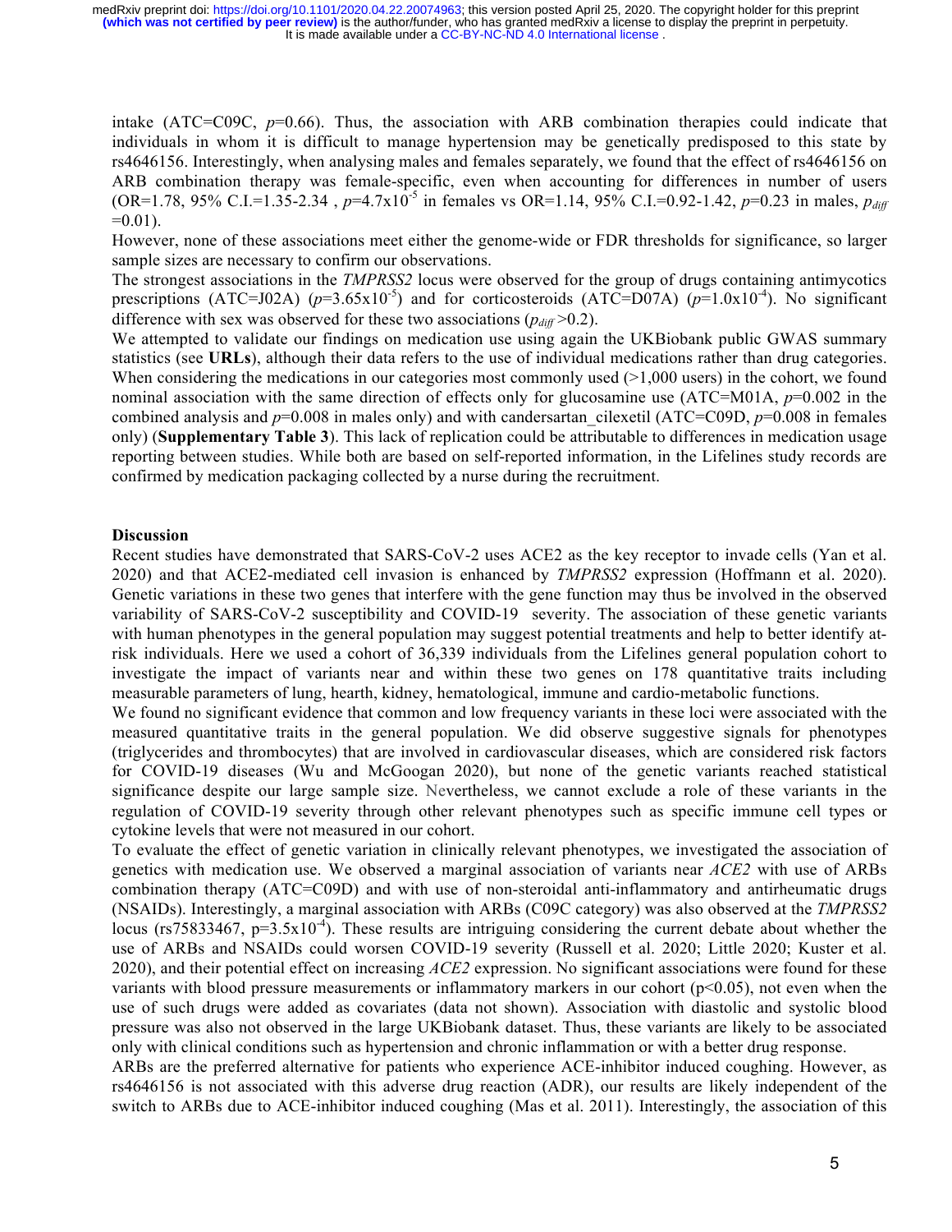intake (ATC=C09C, $p$=0.66). Thus, the association with ARB combination therapies could indicate that individuals in whom it is difficult to manage hypertension may be genetically predisposed to this state by rs4646156. Interestingly, when analysing males and females separately, we found that the effect of rs4646156 on ARB combination therapy was female-specific, even when accounting for differences in number of users (OR=1.78, 95% C.I.=1.35-2.34 , $p$=4.7x10$^{-5}$ in females vs OR=1.14, 95% C.I.=0.92-1.42, $p$=0.23 in males, $p_{diff}$ =0.01).

However, none of these associations meet either the genome-wide or FDR thresholds for significance, so larger sample sizes are necessary to confirm our observations.

The strongest associations in the *TMPRSS2* locus were observed for the group of drugs containing antimycotics prescriptions (ATC=J02A) ($p$=3.65x10$^{-5}$) and for corticosteroids (ATC=D07A) ($p$=1.0x10$^{-4}$). No significant difference with sex was observed for these two associations ($p_{diff}$ >0.2).

We attempted to validate our findings on medication use using again the UKBiobank public GWAS summary statistics (see **URLs**), although their data refers to the use of individual medications rather than drug categories. When considering the medications in our categories most commonly used (>1,000 users) in the cohort, we found nominal association with the same direction of effects only for glucosamine use (ATC=M01A, $p$=0.002 in the combined analysis and $p$=0.008 in males only) and with candersartan_cilexetil (ATC=C09D, $p$=0.008 in females only) (**Supplementary Table 3**). This lack of replication could be attributable to differences in medication usage reporting between studies. While both are based on self-reported information, in the Lifelines study records are confirmed by medication packaging collected by a nurse during the recruitment.

## Discussion

Recent studies have demonstrated that SARS-CoV-2 uses ACE2 as the key receptor to invade cells (Yan et al. 2020) and that ACE2-mediated cell invasion is enhanced by *TMPRSS2* expression (Hoffmann et al. 2020). Genetic variations in these two genes that interfere with the gene function may thus be involved in the observed variability of SARS-CoV-2 susceptibility and COVID-19 severity. The association of these genetic variants with human phenotypes in the general population may suggest potential treatments and help to better identify at-risk individuals. Here we used a cohort of 36,339 individuals from the Lifelines general population cohort to investigate the impact of variants near and within these two genes on 178 quantitative traits including measurable parameters of lung, hearth, kidney, hematological, immune and cardio-metabolic functions.

We found no significant evidence that common and low frequency variants in these loci were associated with the measured quantitative traits in the general population. We did observe suggestive signals for phenotypes (triglycerides and thrombocytes) that are involved in cardiovascular diseases, which are considered risk factors for COVID-19 diseases (Wu and McGoogan 2020), but none of the genetic variants reached statistical significance despite our large sample size. Nevertheless, we cannot exclude a role of these variants in the regulation of COVID-19 severity through other relevant phenotypes such as specific immune cell types or cytokine levels that were not measured in our cohort.

To evaluate the effect of genetic variation in clinically relevant phenotypes, we investigated the association of genetics with medication use. We observed a marginal association of variants near *ACE2* with use of ARBs combination therapy (ATC=C09D) and with use of non-steroidal anti-inflammatory and antirheumatic drugs (NSAIDs). Interestingly, a marginal association with ARBs (C09C category) was also observed at the *TMPRSS2* locus (rs75833467, p=3.5x10$^{-4}$). These results are intriguing considering the current debate about whether the use of ARBs and NSAIDs could worsen COVID-19 severity (Russell et al. 2020; Little 2020; Kuster et al. 2020), and their potential effect on increasing *ACE2* expression. No significant associations were found for these variants with blood pressure measurements or inflammatory markers in our cohort (p<0.05), not even when the use of such drugs were added as covariates (data not shown). Association with diastolic and systolic blood pressure was also not observed in the large UKBiobank dataset. Thus, these variants are likely to be associated only with clinical conditions such as hypertension and chronic inflammation or with a better drug response.

ARBs are the preferred alternative for patients who experience ACE-inhibitor induced coughing. However, as rs4646156 is not associated with this adverse drug reaction (ADR), our results are likely independent of the switch to ARBs due to ACE-inhibitor induced coughing (Mas et al. 2011). Interestingly, the association of this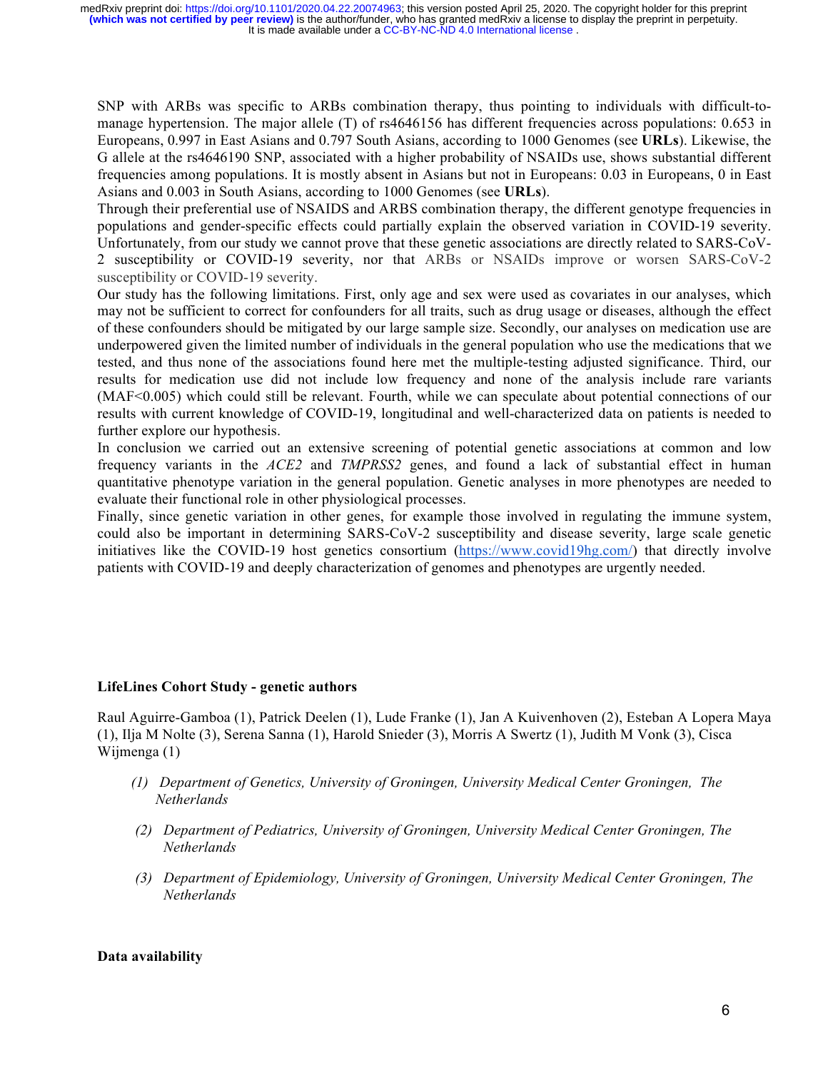SNP with ARBs was specific to ARBs combination therapy, thus pointing to individuals with difficult-to-manage hypertension. The major allele (T) of rs4646156 has different frequencies across populations: 0.653 in Europeans, 0.997 in East Asians and 0.797 South Asians, according to 1000 Genomes (see **URLs**). Likewise, the G allele at the rs4646190 SNP, associated with a higher probability of NSAIDs use, shows substantial different frequencies among populations. It is mostly absent in Asians but not in Europeans: 0.03 in Europeans, 0 in East Asians and 0.003 in South Asians, according to 1000 Genomes (see **URLs**).

Through their preferential use of NSAIDS and ARBS combination therapy, the different genotype frequencies in populations and gender-specific effects could partially explain the observed variation in COVID-19 severity. Unfortunately, from our study we cannot prove that these genetic associations are directly related to SARS-CoV-2 susceptibility or COVID-19 severity, nor that ARBs or NSAIDs improve or worsen SARS-CoV-2 susceptibility or COVID-19 severity.

Our study has the following limitations. First, only age and sex were used as covariates in our analyses, which may not be sufficient to correct for confounders for all traits, such as drug usage or diseases, although the effect of these confounders should be mitigated by our large sample size. Secondly, our analyses on medication use are underpowered given the limited number of individuals in the general population who use the medications that we tested, and thus none of the associations found here met the multiple-testing adjusted significance. Third, our results for medication use did not include low frequency and none of the analysis include rare variants (MAF<0.005) which could still be relevant. Fourth, while we can speculate about potential connections of our results with current knowledge of COVID-19, longitudinal and well-characterized data on patients is needed to further explore our hypothesis.

In conclusion we carried out an extensive screening of potential genetic associations at common and low frequency variants in the *ACE2* and *TMPRSS2* genes, and found a lack of substantial effect in human quantitative phenotype variation in the general population. Genetic analyses in more phenotypes are needed to evaluate their functional role in other physiological processes.

Finally, since genetic variation in other genes, for example those involved in regulating the immune system, could also be important in determining SARS-CoV-2 susceptibility and disease severity, large scale genetic initiatives like the COVID-19 host genetics consortium (https://www.covid19hg.com/) that directly involve patients with COVID-19 and deeply characterization of genomes and phenotypes are urgently needed.

**LifeLines Cohort Study - genetic authors**

Raul Aguirre-Gamboa (1), Patrick Deelen (1), Lude Franke (1), Jan A Kuivenhoven (2), Esteban A Lopera Maya (1), Ilja M Nolte (3), Serena Sanna (1), Harold Snieder (3), Morris A Swertz (1), Judith M Vonk (3), Cisca Wijmenga (1)

(1) *Department of Genetics, University of Groningen, University Medical Center Groningen, The Netherlands*

(2) *Department of Pediatrics, University of Groningen, University Medical Center Groningen, The Netherlands*

(3) *Department of Epidemiology, University of Groningen, University Medical Center Groningen, The Netherlands*

**Data availability**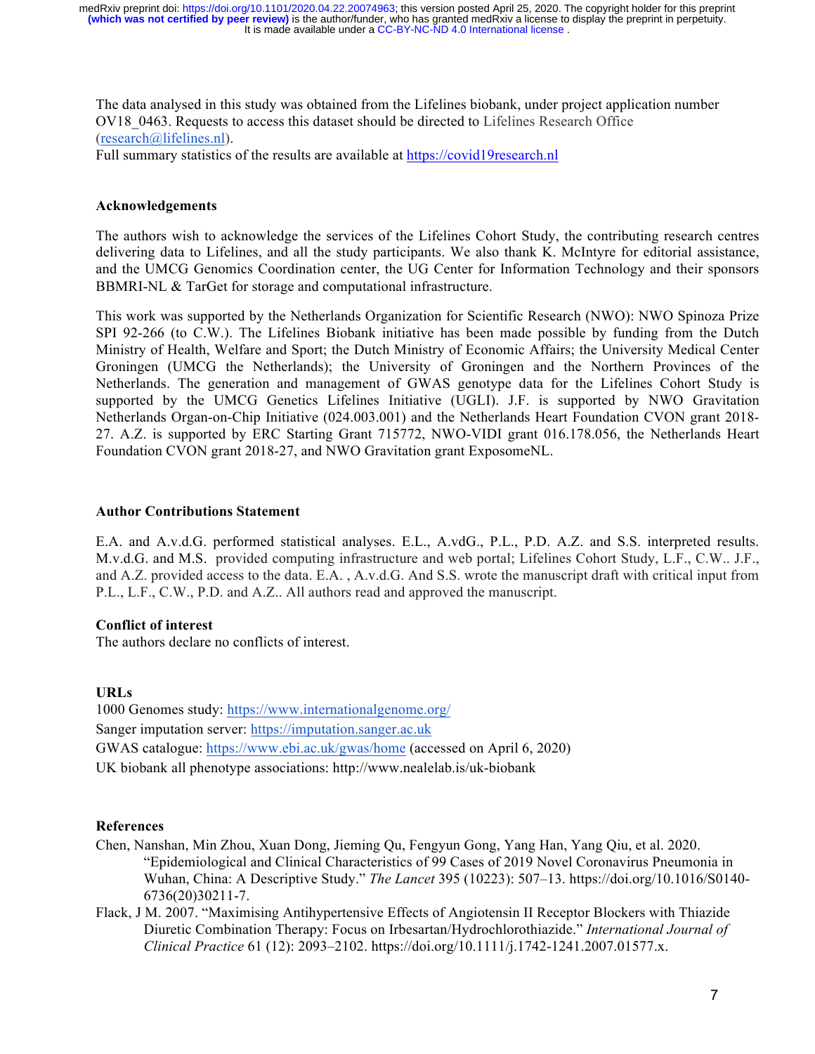The data analysed in this study was obtained from the Lifelines biobank, under project application number OV18_0463. Requests to access this dataset should be directed to Lifelines Research Office (research@lifelines.nl).
Full summary statistics of the results are available at https://covid19research.nl

## Acknowledgements

The authors wish to acknowledge the services of the Lifelines Cohort Study, the contributing research centres delivering data to Lifelines, and all the study participants. We also thank K. McIntyre for editorial assistance, and the UMCG Genomics Coordination center, the UG Center for Information Technology and their sponsors BBMRI-NL & TarGet for storage and computational infrastructure.

This work was supported by the Netherlands Organization for Scientific Research (NWO): NWO Spinoza Prize SPI 92-266 (to C.W.). The Lifelines Biobank initiative has been made possible by funding from the Dutch Ministry of Health, Welfare and Sport; the Dutch Ministry of Economic Affairs; the University Medical Center Groningen (UMCG the Netherlands); the University of Groningen and the Northern Provinces of the Netherlands. The generation and management of GWAS genotype data for the Lifelines Cohort Study is supported by the UMCG Genetics Lifelines Initiative (UGLI). J.F. is supported by NWO Gravitation Netherlands Organ-on-Chip Initiative (024.003.001) and the Netherlands Heart Foundation CVON grant 2018-27. A.Z. is supported by ERC Starting Grant 715772, NWO-VIDI grant 016.178.056, the Netherlands Heart Foundation CVON grant 2018-27, and NWO Gravitation grant ExposomeNL.

## Author Contributions Statement

E.A. and A.v.d.G. performed statistical analyses. E.L., A.vdG., P.L., P.D. A.Z. and S.S. interpreted results. M.v.d.G. and M.S. provided computing infrastructure and web portal; Lifelines Cohort Study, L.F., C.W.. J.F., and A.Z. provided access to the data. E.A. , A.v.d.G. And S.S. wrote the manuscript draft with critical input from P.L., L.F., C.W., P.D. and A.Z.. All authors read and approved the manuscript.

## Conflict of interest

The authors declare no conflicts of interest.

## URLs

1000 Genomes study: https://www.internationalgenome.org/
Sanger imputation server: https://imputation.sanger.ac.uk
GWAS catalogue: https://www.ebi.ac.uk/gwas/home (accessed on April 6, 2020)
UK biobank all phenotype associations: http://www.nealelab.is/uk-biobank

## References

Chen, Nanshan, Min Zhou, Xuan Dong, Jieming Qu, Fengyun Gong, Yang Han, Yang Qiu, et al. 2020. "Epidemiological and Clinical Characteristics of 99 Cases of 2019 Novel Coronavirus Pneumonia in Wuhan, China: A Descriptive Study." *The Lancet* 395 (10223): 507–13. https://doi.org/10.1016/S0140-6736(20)30211-7.

Flack, J M. 2007. "Maximising Antihypertensive Effects of Angiotensin II Receptor Blockers with Thiazide Diuretic Combination Therapy: Focus on Irbesartan/Hydrochlorothiazide." *International Journal of Clinical Practice* 61 (12): 2093–2102. https://doi.org/10.1111/j.1742-1241.2007.01577.x.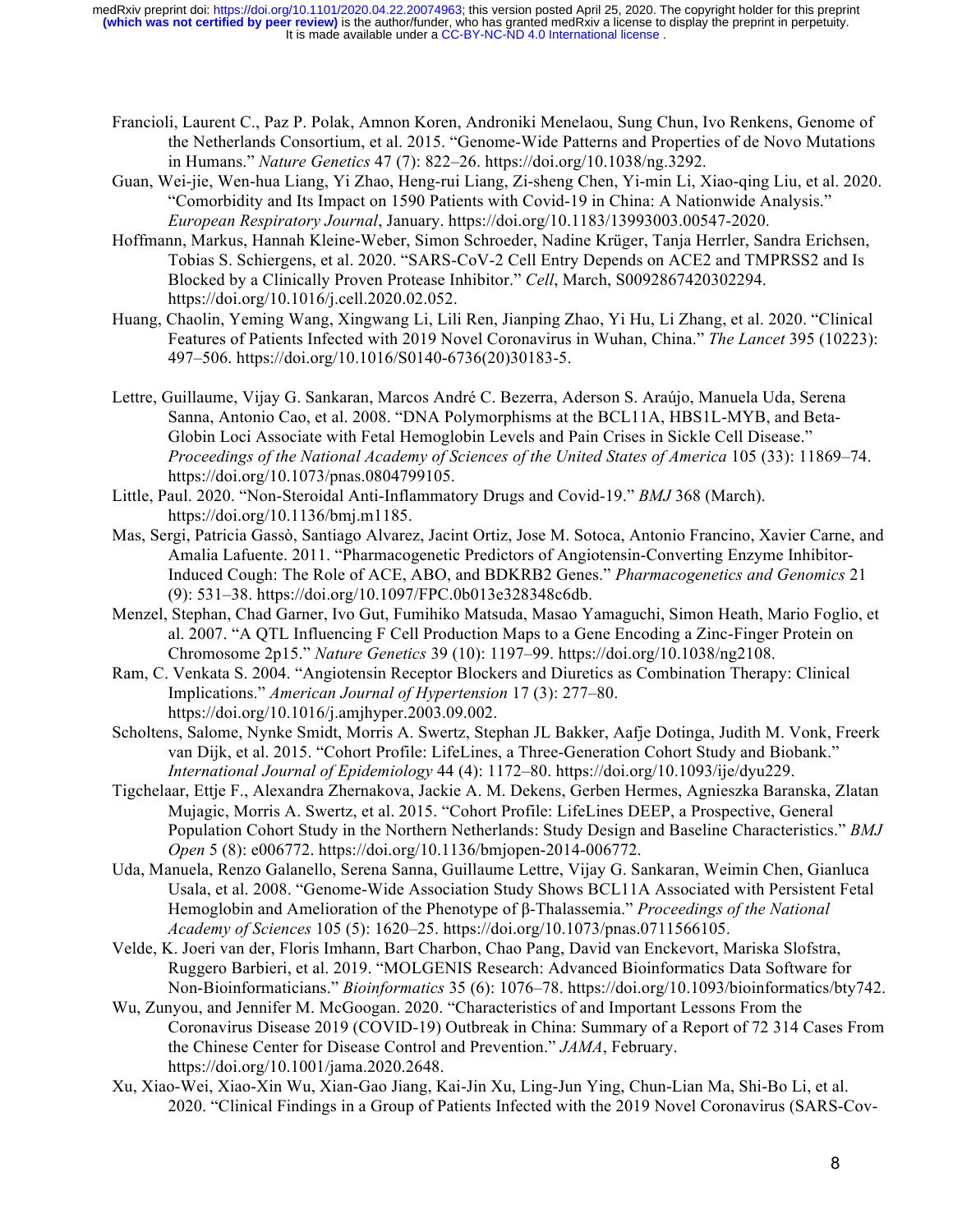Francioli, Laurent C., Paz P. Polak, Amnon Koren, Androniki Menelaou, Sung Chun, Ivo Renkens, Genome of the Netherlands Consortium, et al. 2015. "Genome-Wide Patterns and Properties of de Novo Mutations in Humans." *Nature Genetics* 47 (7): 822–26. https://doi.org/10.1038/ng.3292.

Guan, Wei-jie, Wen-hua Liang, Yi Zhao, Heng-rui Liang, Zi-sheng Chen, Yi-min Li, Xiao-qing Liu, et al. 2020. "Comorbidity and Its Impact on 1590 Patients with Covid-19 in China: A Nationwide Analysis." *European Respiratory Journal*, January. https://doi.org/10.1183/13993003.00547-2020.

Hoffmann, Markus, Hannah Kleine-Weber, Simon Schroeder, Nadine Krüger, Tanja Herrler, Sandra Erichsen, Tobias S. Schiergens, et al. 2020. "SARS-CoV-2 Cell Entry Depends on ACE2 and TMPRSS2 and Is Blocked by a Clinically Proven Protease Inhibitor." *Cell*, March, S0092867420302294. https://doi.org/10.1016/j.cell.2020.02.052.

Huang, Chaolin, Yeming Wang, Xingwang Li, Lili Ren, Jianping Zhao, Yi Hu, Li Zhang, et al. 2020. "Clinical Features of Patients Infected with 2019 Novel Coronavirus in Wuhan, China." *The Lancet* 395 (10223): 497–506. https://doi.org/10.1016/S0140-6736(20)30183-5.

Lettre, Guillaume, Vijay G. Sankaran, Marcos André C. Bezerra, Aderson S. Araújo, Manuela Uda, Serena Sanna, Antonio Cao, et al. 2008. "DNA Polymorphisms at the BCL11A, HBS1L-MYB, and Beta-Globin Loci Associate with Fetal Hemoglobin Levels and Pain Crises in Sickle Cell Disease." *Proceedings of the National Academy of Sciences of the United States of America* 105 (33): 11869–74. https://doi.org/10.1073/pnas.0804799105.

Little, Paul. 2020. "Non-Steroidal Anti-Inflammatory Drugs and Covid-19." *BMJ* 368 (March). https://doi.org/10.1136/bmj.m1185.

Mas, Sergi, Patricia Gassò, Santiago Alvarez, Jacint Ortiz, Jose M. Sotoca, Antonio Francino, Xavier Carne, and Amalia Lafuente. 2011. "Pharmacogenetic Predictors of Angiotensin-Converting Enzyme Inhibitor-Induced Cough: The Role of ACE, ABO, and BDKRB2 Genes." *Pharmacogenetics and Genomics* 21 (9): 531–38. https://doi.org/10.1097/FPC.0b013e328348c6db.

Menzel, Stephan, Chad Garner, Ivo Gut, Fumihiko Matsuda, Masao Yamaguchi, Simon Heath, Mario Foglio, et al. 2007. "A QTL Influencing F Cell Production Maps to a Gene Encoding a Zinc-Finger Protein on Chromosome 2p15." *Nature Genetics* 39 (10): 1197–99. https://doi.org/10.1038/ng2108.

Ram, C. Venkata S. 2004. "Angiotensin Receptor Blockers and Diuretics as Combination Therapy: Clinical Implications." *American Journal of Hypertension* 17 (3): 277–80. https://doi.org/10.1016/j.amjhyper.2003.09.002.

Scholtens, Salome, Nynke Smidt, Morris A. Swertz, Stephan JL Bakker, Aafje Dotinga, Judith M. Vonk, Freerk van Dijk, et al. 2015. "Cohort Profile: LifeLines, a Three-Generation Cohort Study and Biobank." *International Journal of Epidemiology* 44 (4): 1172–80. https://doi.org/10.1093/ije/dyu229.

Tigchelaar, Ettje F., Alexandra Zhernakova, Jackie A. M. Dekens, Gerben Hermes, Agnieszka Baranska, Zlatan Mujagic, Morris A. Swertz, et al. 2015. "Cohort Profile: LifeLines DEEP, a Prospective, General Population Cohort Study in the Northern Netherlands: Study Design and Baseline Characteristics." *BMJ Open* 5 (8): e006772. https://doi.org/10.1136/bmjopen-2014-006772.

Uda, Manuela, Renzo Galanello, Serena Sanna, Guillaume Lettre, Vijay G. Sankaran, Weimin Chen, Gianluca Usala, et al. 2008. "Genome-Wide Association Study Shows BCL11A Associated with Persistent Fetal Hemoglobin and Amelioration of the Phenotype of β-Thalassemia." *Proceedings of the National Academy of Sciences* 105 (5): 1620–25. https://doi.org/10.1073/pnas.0711566105.

Velde, K. Joeri van der, Floris Imhann, Bart Charbon, Chao Pang, David van Enckevort, Mariska Slofstra, Ruggero Barbieri, et al. 2019. "MOLGENIS Research: Advanced Bioinformatics Data Software for Non-Bioinformaticians." *Bioinformatics* 35 (6): 1076–78. https://doi.org/10.1093/bioinformatics/bty742.

Wu, Zunyou, and Jennifer M. McGoogan. 2020. "Characteristics of and Important Lessons From the Coronavirus Disease 2019 (COVID-19) Outbreak in China: Summary of a Report of 72 314 Cases From the Chinese Center for Disease Control and Prevention." *JAMA*, February. https://doi.org/10.1001/jama.2020.2648.

Xu, Xiao-Wei, Xiao-Xin Wu, Xian-Gao Jiang, Kai-Jin Xu, Ling-Jun Ying, Chun-Lian Ma, Shi-Bo Li, et al. 2020. "Clinical Findings in a Group of Patients Infected with the 2019 Novel Coronavirus (SARS-Cov-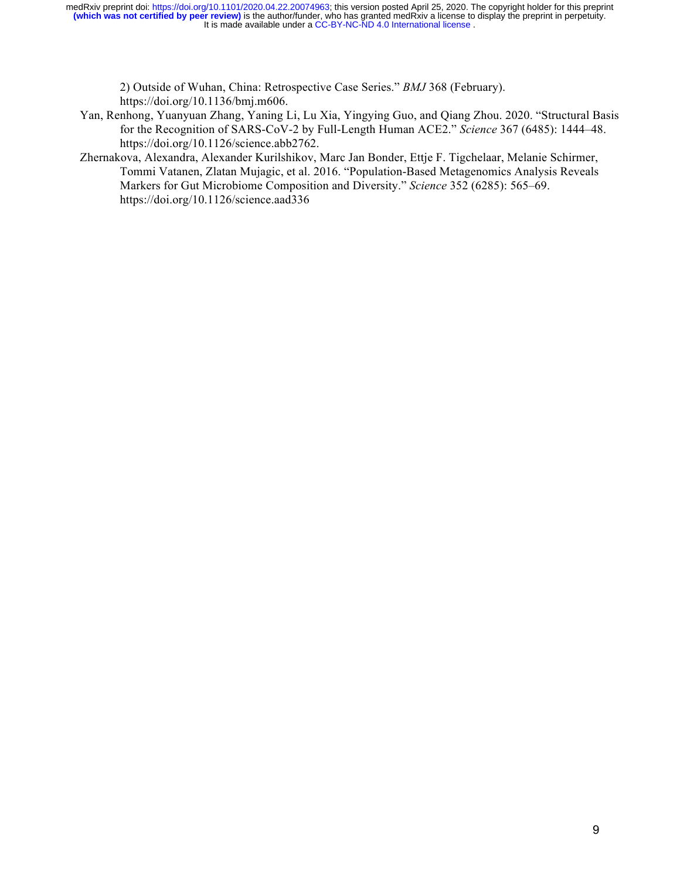2) Outside of Wuhan, China: Retrospective Case Series." *BMJ* 368 (February). https://doi.org/10.1136/bmj.m606.

Yan, Renhong, Yuanyuan Zhang, Yaning Li, Lu Xia, Yingying Guo, and Qiang Zhou. 2020. "Structural Basis for the Recognition of SARS-CoV-2 by Full-Length Human ACE2." *Science* 367 (6485): 1444–48. https://doi.org/10.1126/science.abb2762.

Zhernakova, Alexandra, Alexander Kurilshikov, Marc Jan Bonder, Ettje F. Tigchelaar, Melanie Schirmer, Tommi Vatanen, Zlatan Mujagic, et al. 2016. "Population-Based Metagenomics Analysis Reveals Markers for Gut Microbiome Composition and Diversity." *Science* 352 (6285): 565–69. https://doi.org/10.1126/science.aad336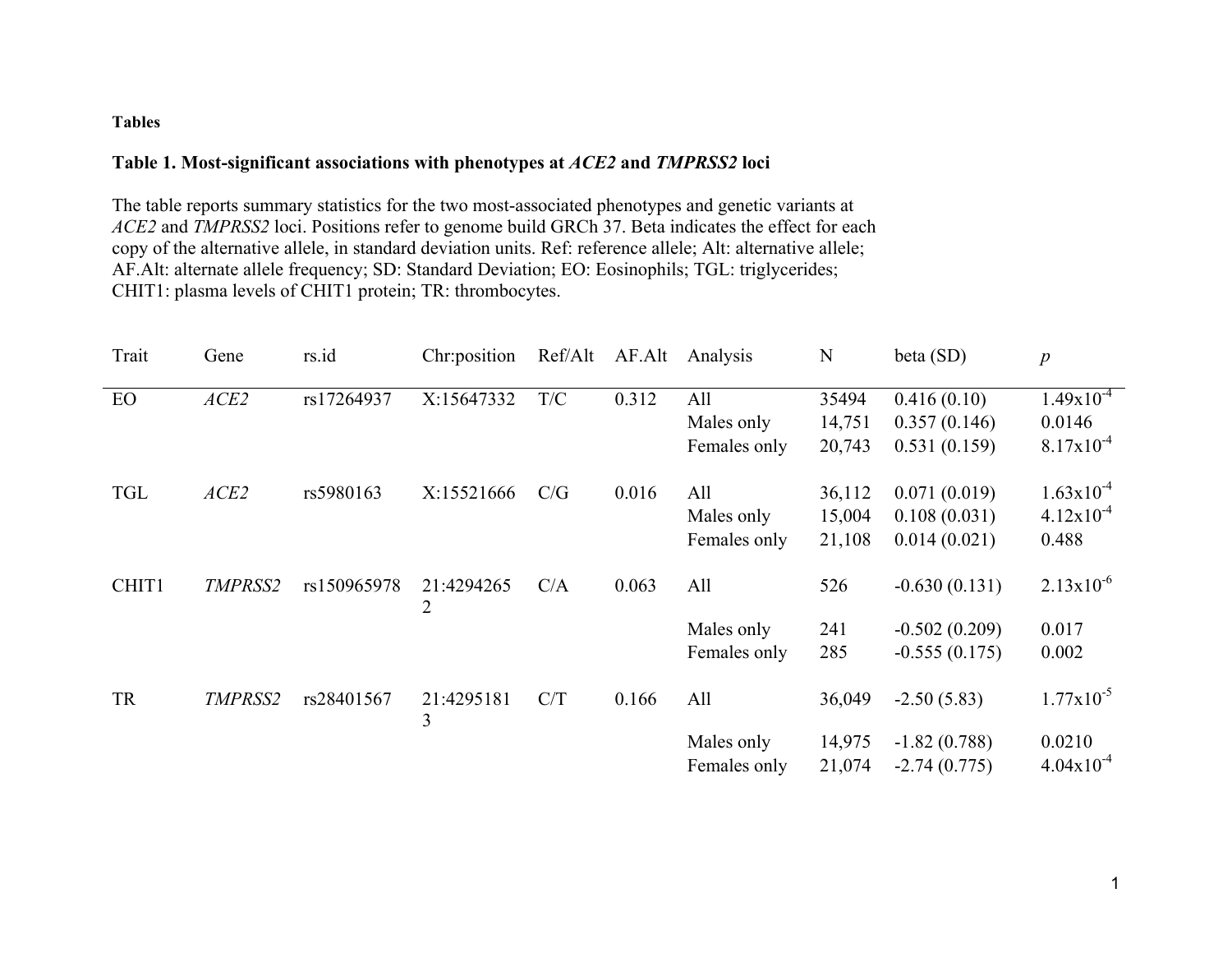**Tables**

**Table 1. Most-significant associations with phenotypes at *ACE2* and *TMPRSS2* loci**

The table reports summary statistics for the two most-associated phenotypes and genetic variants at *ACE2* and *TMPRSS2* loci. Positions refer to genome build GRCh 37. Beta indicates the effect for each copy of the alternative allele, in standard deviation units. Ref: reference allele; Alt: alternative allele; AF.Alt: alternate allele frequency; SD: Standard Deviation; EO: Eosinophils; TGL: triglycerides; CHIT1: plasma levels of CHIT1 protein; TR: thrombocytes.

| Trait | Gene | rs.id | Chr:position | Ref/Alt | AF.Alt | Analysis | N | beta (SD) | *p* |
|---|---|---|---|---|---|---|---|---|---|
| EO | *ACE2* | rs17264937 | X:15647332 | T/C | 0.312 | All | 35494 | 0.416 (0.10) | $1.49 \times 10^{-4}$ |
| | | | | | | Males only | 14,751 | 0.357 (0.146) | 0.0146 |
| | | | | | | Females only | 20,743 | 0.531 (0.159) | $8.17 \times 10^{-4}$ |
| TGL | *ACE2* | rs5980163 | X:15521666 | C/G | 0.016 | All | 36,112 | 0.071 (0.019) | $1.63 \times 10^{-4}$ |
| | | | | | | Males only | 15,004 | 0.108 (0.031) | $4.12 \times 10^{-4}$ |
| | | | | | | Females only | 21,108 | 0.014 (0.021) | 0.488 |
| CHIT1 | *TMPRSS2* | rs150965978 | 21:42942652 | C/A | 0.063 | All | 526 | -0.630 (0.131) | $2.13 \times 10^{-6}$ |
| | | | | | | Males only | 241 | -0.502 (0.209) | 0.017 |
| | | | | | | Females only | 285 | -0.555 (0.175) | 0.002 |
| TR | *TMPRSS2* | rs28401567 | 21:42951813 | C/T | 0.166 | All | 36,049 | -2.50 (5.83) | $1.77 \times 10^{-5}$ |
| | | | | | | Males only | 14,975 | -1.82 (0.788) | 0.0210 |
| | | | | | | Females only | 21,074 | -2.74 (0.775) | $4.04 \times 10^{-4}$ |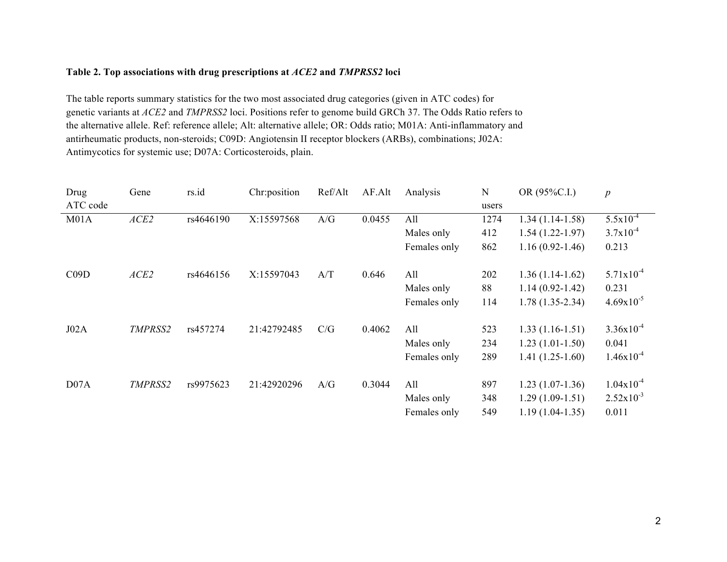**Table 2. Top associations with drug prescriptions at *ACE2* and *TMPRSS2* loci**

The table reports summary statistics for the two most associated drug categories (given in ATC codes) for genetic variants at *ACE2* and *TMPRSS2* loci. Positions refer to genome build GRCh 37. The Odds Ratio refers to the alternative allele. Ref: reference allele; Alt: alternative allele; OR: Odds ratio; M01A: Anti-inflammatory and antirheumatic products, non-steroids; C09D: Angiotensin II receptor blockers (ARBs), combinations; J02A: Antimycotics for systemic use; D07A: Corticosteroids, plain.

| Drug ATC code | Gene | rs.id | Chr:position | Ref/Alt | AF.Alt | Analysis | N users | OR (95%C.I.) | *p* |
|---|---|---|---|---|---|---|---|---|---|
| M01A | *ACE2* | rs4646190 | X:15597568 | A/G | 0.0455 | All | 1274 | 1.34 (1.14-1.58) | $5.5\times10^{-4}$ |
| | | | | | | Males only | 412 | 1.54 (1.22-1.97) | $3.7\times10^{-4}$ |
| | | | | | | Females only | 862 | 1.16 (0.92-1.46) | 0.213 |
| C09D | *ACE2* | rs4646156 | X:15597043 | A/T | 0.646 | All | 202 | 1.36 (1.14-1.62) | $5.71\times10^{-4}$ |
| | | | | | | Males only | 88 | 1.14 (0.92-1.42) | 0.231 |
| | | | | | | Females only | 114 | 1.78 (1.35-2.34) | $4.69\times10^{-5}$ |
| J02A | *TMPRSS2* | rs457274 | 21:42792485 | C/G | 0.4062 | All | 523 | 1.33 (1.16-1.51) | $3.36\times10^{-4}$ |
| | | | | | | Males only | 234 | 1.23 (1.01-1.50) | 0.041 |
| | | | | | | Females only | 289 | 1.41 (1.25-1.60) | $1.46\times10^{-4}$ |
| D07A | *TMPRSS2* | rs9975623 | 21:42920296 | A/G | 0.3044 | All | 897 | 1.23 (1.07-1.36) | $1.04\times10^{-4}$ |
| | | | | | | Males only | 348 | 1.29 (1.09-1.51) | $2.52\times10^{-3}$ |
| | | | | | | Females only | 549 | 1.19 (1.04-1.35) | 0.011 |